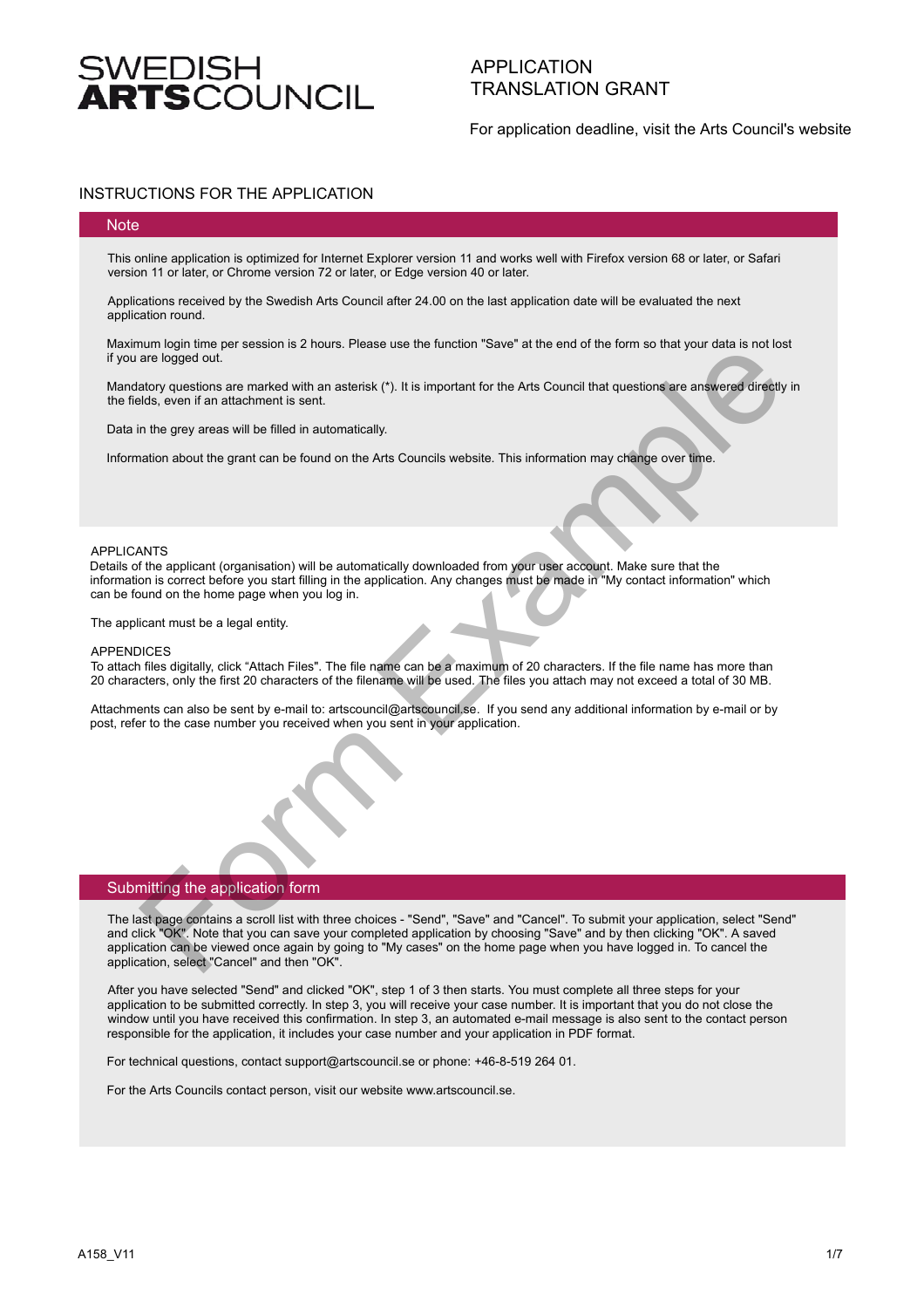# SWEDISH ARTSCOUNCIL

## APPLICATION TRANSLATION GRANT

For application deadline, visit the Arts Council's website

## INSTRUCTIONS FOR THE APPLICATION

### Note

This online application is optimized for Internet Explorer version 11 and works well with Firefox version 68 or later, or Safari version 11 or later, or Chrome version 72 or later, or Edge version 40 or later.

Applications received by the Swedish Arts Council after 24.00 on the last application date will be evaluated the next application round.

Maximum login time per session is 2 hours. Please use the function "Save" at the end of the form so that your data is not lost if you are logged out.

Mandatory questions are marked with an asterisk (*). It is important for the Arts Council that questions are answered directly in the fields, even if an attachment is sent.

Data in the grey areas will be filled in automatically.

Information about the grant can be found on the Arts Councils website. This information may change over time.

APPLICANTS

Details of the applicant (organisation) will be automatically downloaded from your user account. Make sure that the information is correct before you start filling in the application. Any changes must be made in "My contact information" which can be found on the home page when you log in.

The applicant must be a legal entity.

APPENDICES

To attach files digitally, click "Attach Files". The file name can be a maximum of 20 characters. If the file name has more than 20 characters, only the first 20 characters of the filename will be used. The files you attach may not exceed a total of 30 MB.

Attachments can also be sent by e-mail to: artscouncil@artscouncil.se. If you send any additional information by e-mail or by post, refer to the case number you received when you sent in your application.

### Submitting the application form

The last page contains a scroll list with three choices - "Send", "Save" and "Cancel". To submit your application, select "Send" and click "OK". Note that you can save your completed application by choosing "Save" and by then clicking "OK". A saved application can be viewed once again by going to "My cases" on the home page when you have logged in. To cancel the application, select "Cancel" and then "OK".

After you have selected "Send" and clicked "OK", step 1 of 3 then starts. You must complete all three steps for your application to be submitted correctly. In step 3, you will receive your case number. It is important that you do not close the window until you have received this confirmation. In step 3, an automated e-mail message is also sent to the contact person responsible for the application, it includes your case number and your application in PDF format.

For technical questions, contact support@artscouncil.se or phone: +46-8-519 264 01.

For the Arts Councils contact person, visit our website www.artscouncil.se.

A158_V11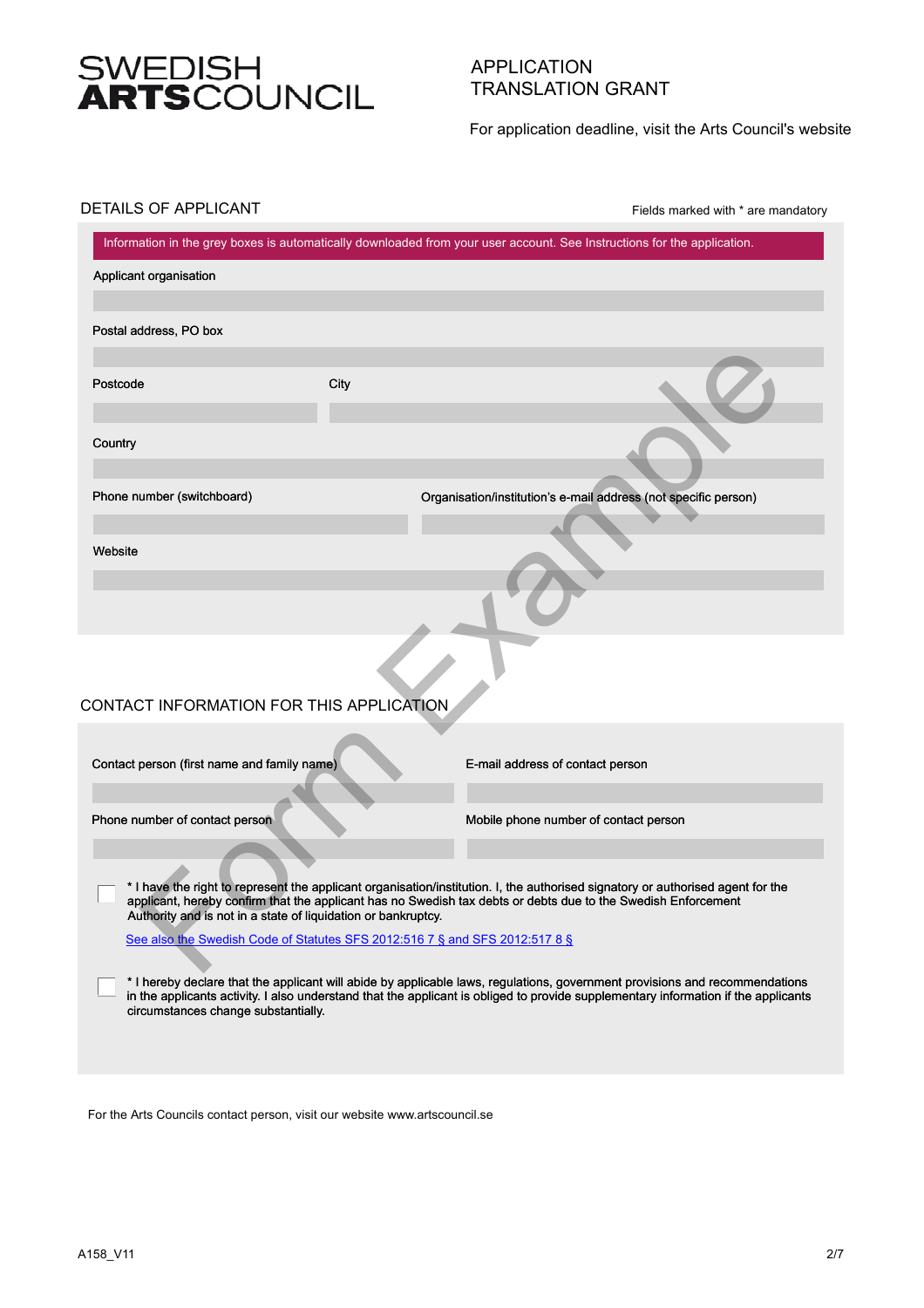# SWEDISH ARTSCOUNCIL

## APPLICATION TRANSLATION GRANT

For application deadline, visit the Arts Council's website

## DETAILS OF APPLICANT

Fields marked with * are mandatory

Information in the grey boxes is automatically downloaded from your user account. See Instructions for the application.

Applicant organisation

Postal address, PO box

Postcode | City

Country

Phone number (switchboard) | Organisation/institution's e-mail address (not specific person)

Website

## CONTACT INFORMATION FOR THIS APPLICATION

Contact person (first name and family name) | E-mail address of contact person

Phone number of contact person | Mobile phone number of contact person

☐ * I have the right to represent the applicant organisation/institution. I, the authorised signatory or authorised agent for the applicant, hereby confirm that the applicant has no Swedish tax debts or debts due to the Swedish Enforcement Authority and is not in a state of liquidation or bankruptcy.

See also the Swedish Code of Statutes SFS 2012:516 7 § and SFS 2012:517 8 §

☐ * I hereby declare that the applicant will abide by applicable laws, regulations, government provisions and recommendations in the applicants activity. I also understand that the applicant is obliged to provide supplementary information if the applicants circumstances change substantially.

For the Arts Councils contact person, visit our website www.artscouncil.se

A158_V11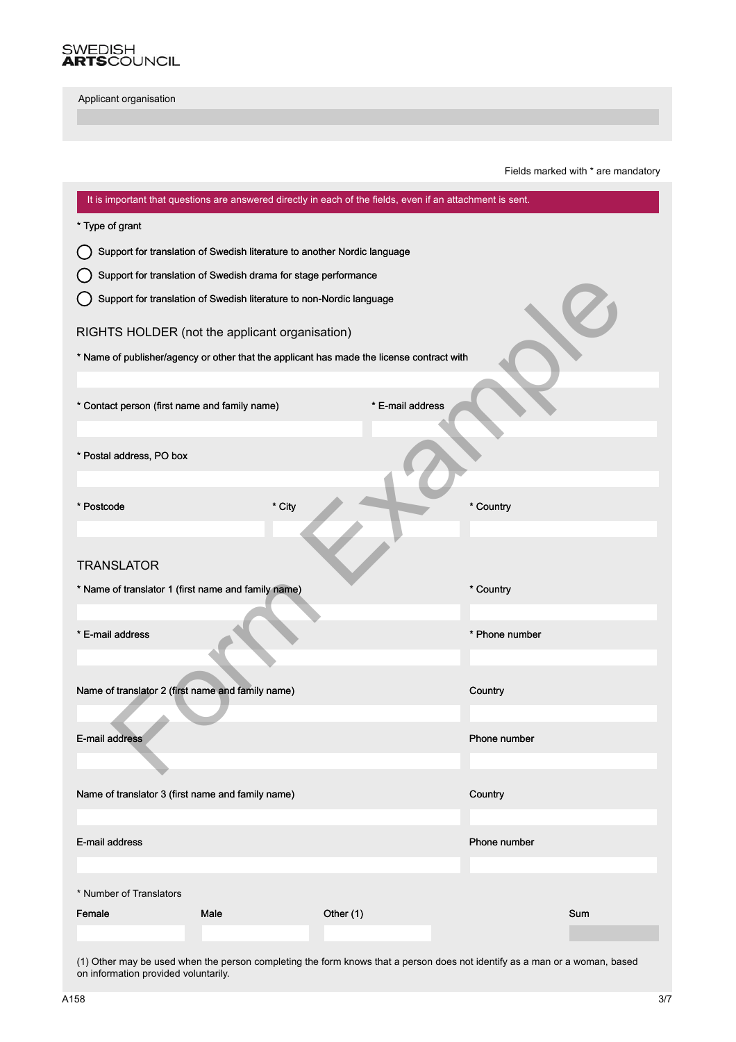SWEDISH
**ARTS**COUNCIL

Applicant organisation

Fields marked with * are mandatory

It is important that questions are answered directly in each of the fields, even if an attachment is sent.

* Type of grant

- ◯ Support for translation of Swedish literature to another Nordic language
- ◯ Support for translation of Swedish drama for stage performance
- ◯ Support for translation of Swedish literature to non-Nordic language

## RIGHTS HOLDER (not the applicant organisation)

* Name of publisher/agency or other that the applicant has made the license contract with

* Contact person (first name and family name)

* E-mail address

* Postal address, PO box

* Postcode

* City

* Country

## TRANSLATOR

* Name of translator 1 (first name and family name)

* Country

* E-mail address

* Phone number

Name of translator 2 (first name and family name)

Country

E-mail address

Phone number

Name of translator 3 (first name and family name)

Country

E-mail address

Phone number

* Number of Translators

| Female | Male | Other (1) | Sum |
|---|---|---|---|
| | | | |

(1) Other may be used when the person completing the form knows that a person does not identify as a man or a woman, based on information provided voluntarily.

A158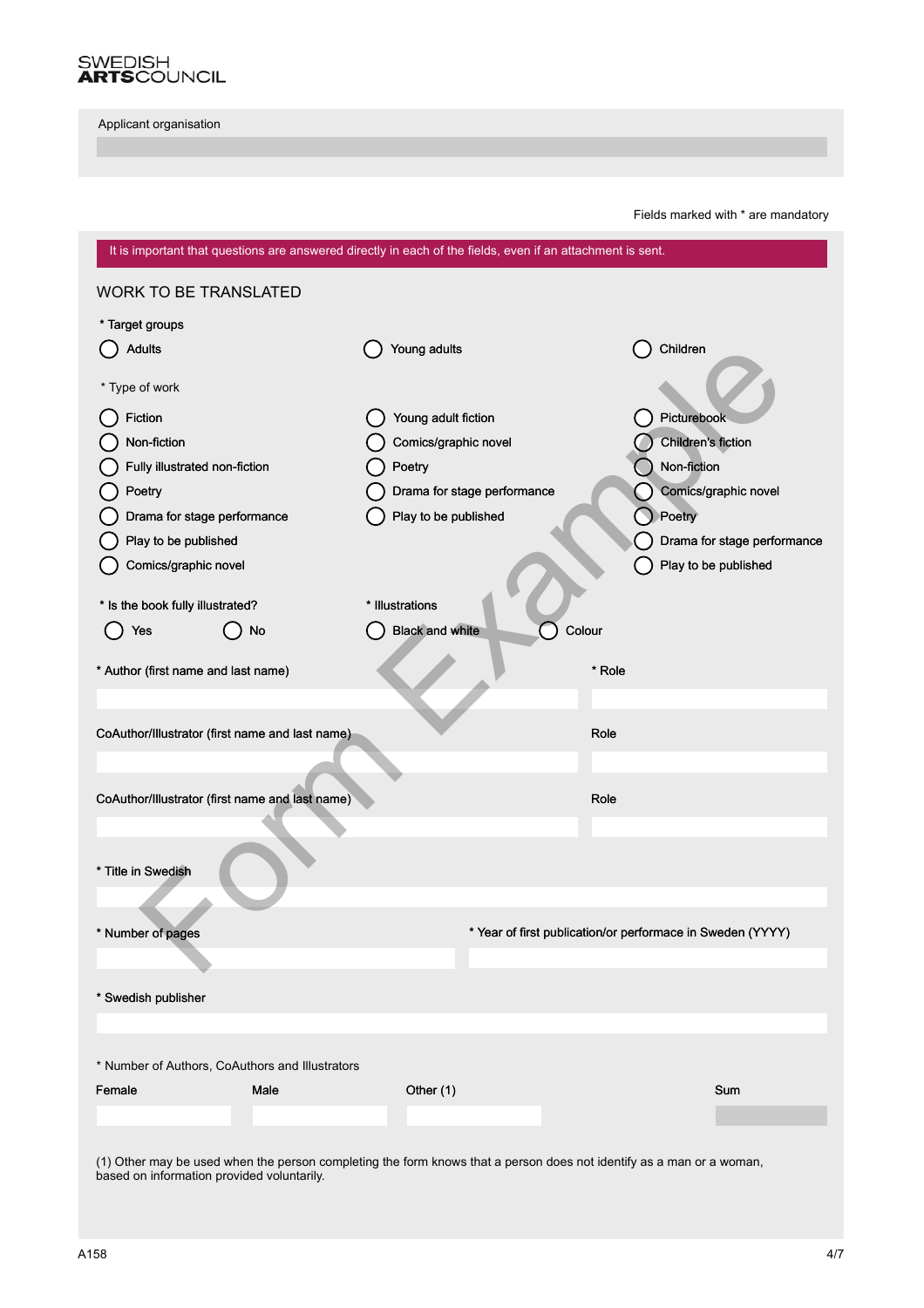SWEDISH
**ARTS**COUNCIL

Applicant organisation

Fields marked with * are mandatory

It is important that questions are answered directly in each of the fields, even if an attachment is sent.

## WORK TO BE TRANSLATED

* Target groups

- ◯ Adults
- ◯ Young adults
- ◯ Children

* Type of work

| Adults | Young adults | Children |
|---|---|---|
| ◯ Fiction | ◯ Young adult fiction | ◯ Picturebook |
| ◯ Non-fiction | ◯ Comics/graphic novel | ◯ Children's fiction |
| ◯ Fully illustrated non-fiction | ◯ Poetry | ◯ Non-fiction |
| ◯ Poetry | ◯ Drama for stage performance | ◯ Comics/graphic novel |
| ◯ Drama for stage performance | ◯ Play to be published | ◯ Poetry |
| ◯ Play to be published | | ◯ Drama for stage performance |
| ◯ Comics/graphic novel | | ◯ Play to be published |

* Is the book fully illustrated?

- ◯ Yes
- ◯ No

* Illustrations

- ◯ Black and white
- ◯ Colour

* Author (first name and last name)

* Role

CoAuthor/Illustrator (first name and last name)

Role

CoAuthor/Illustrator (first name and last name)

Role

* Title in Swedish

* Number of pages

* Year of first publication/or performace in Sweden (YYYY)

* Swedish publisher

* Number of Authors, CoAuthors and Illustrators

| Female | Male | Other (1) | Sum |
|---|---|---|---|
| | | | |

(1) Other may be used when the person completing the form knows that a person does not identify as a man or a woman, based on information provided voluntarily.

A158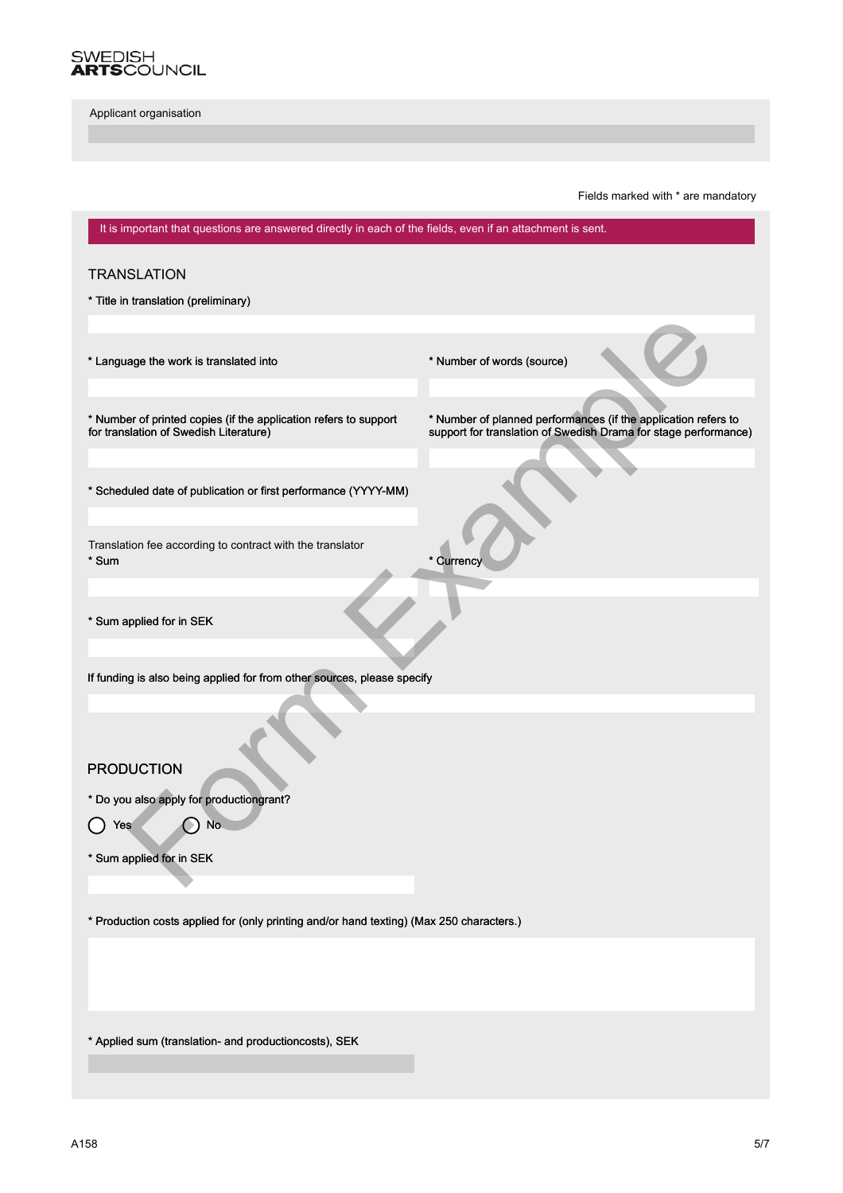SWEDISH
**ARTS**COUNCIL

Applicant organisation

Fields marked with * are mandatory

It is important that questions are answered directly in each of the fields, even if an attachment is sent.

## TRANSLATION

* Title in translation (preliminary)

* Language the work is translated into

* Number of words (source)

* Number of printed copies (if the application refers to support for translation of Swedish Literature)

* Number of planned performances (if the application refers to support for translation of Swedish Drama for stage performance)

* Scheduled date of publication or first performance (YYYY-MM)

Translation fee according to contract with the translator

* Sum

* Currency

* Sum applied for in SEK

If funding is also being applied for from other sources, please specify

## PRODUCTION

* Do you also apply for productiongrant?

◯ Yes ◯ No

* Sum applied for in SEK

* Production costs applied for (only printing and/or hand texting) (Max 250 characters.)

* Applied sum (translation- and productioncosts), SEK

Form Example

A158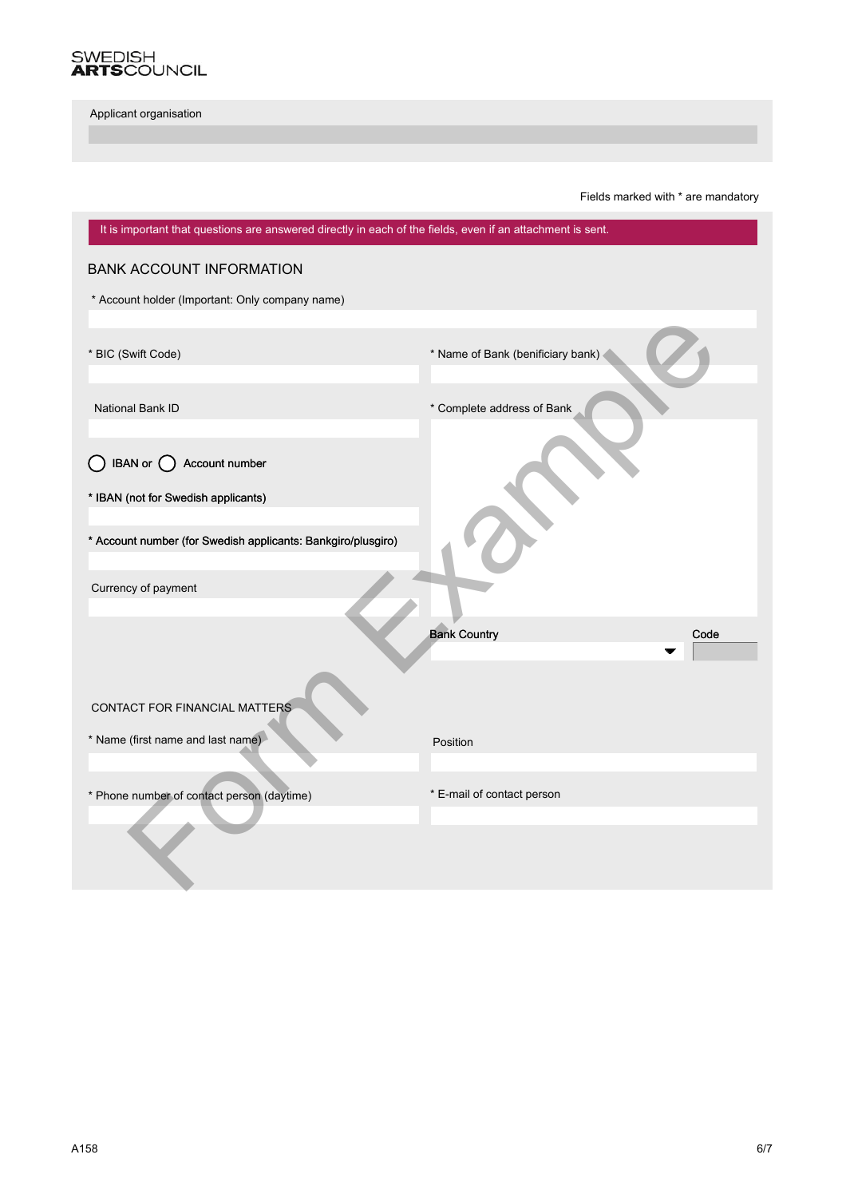SWEDISH
**ARTS**COUNCIL

Applicant organisation

Fields marked with * are mandatory

It is important that questions are answered directly in each of the fields, even if an attachment is sent.

## BANK ACCOUNT INFORMATION

* Account holder (Important: Only company name)

* BIC (Swift Code)

* Name of Bank (benificiary bank)

National Bank ID

* Complete address of Bank

◯ IBAN or ◯ Account number

* IBAN (not for Swedish applicants)

* Account number (for Swedish applicants: Bankgiro/plusgiro)

Currency of payment

Bank Country

Code

## CONTACT FOR FINANCIAL MATTERS

* Name (first name and last name)

Position

* Phone number of contact person (daytime)

* E-mail of contact person

Form Example

A158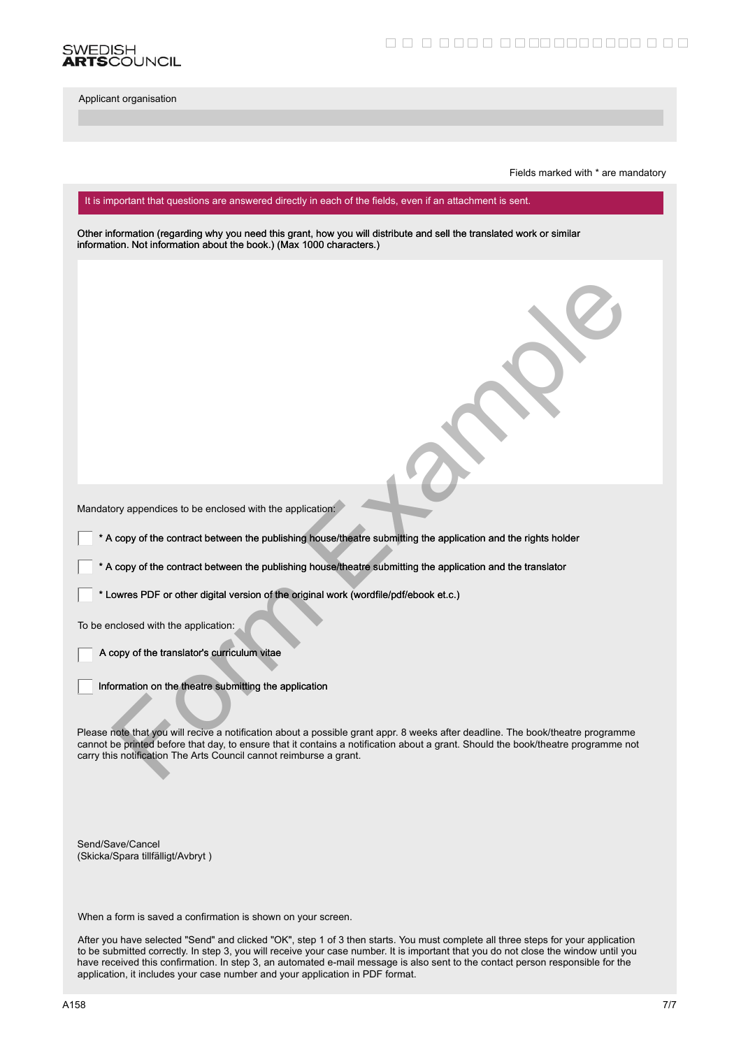SWEDISH ARTSCOUNCIL

Applicant organisation

Fields marked with * are mandatory

It is important that questions are answered directly in each of the fields, even if an attachment is sent.

Other information (regarding why you need this grant, how you will distribute and sell the translated work or similar information. Not information about the book.) (Max 1000 characters.)

Form Example

Mandatory appendices to be enclosed with the application:

- [ ] * A copy of the contract between the publishing house/theatre submitting the application and the rights holder
- [ ] * A copy of the contract between the publishing house/theatre submitting the application and the translator
- [ ] * Lowres PDF or other digital version of the original work (wordfile/pdf/ebook et.c.)

To be enclosed with the application:

- [ ] A copy of the translator's curriculum vitae
- [ ] Information on the theatre submitting the application

Please note that you will recive a notification about a possible grant appr. 8 weeks after deadline. The book/theatre programme cannot be printed before that day, to ensure that it contains a notification about a grant. Should the book/theatre programme not carry this notification The Arts Council cannot reimburse a grant.

Send/Save/Cancel
(Skicka/Spara tillfälligt/Avbryt )

When a form is saved a confirmation is shown on your screen.

After you have selected "Send" and clicked "OK", step 1 of 3 then starts. You must complete all three steps for your application to be submitted correctly. In step 3, you will receive your case number. It is important that you do not close the window until you have received this confirmation. In step 3, an automated e-mail message is also sent to the contact person responsible for the application, it includes your case number and your application in PDF format.

A158